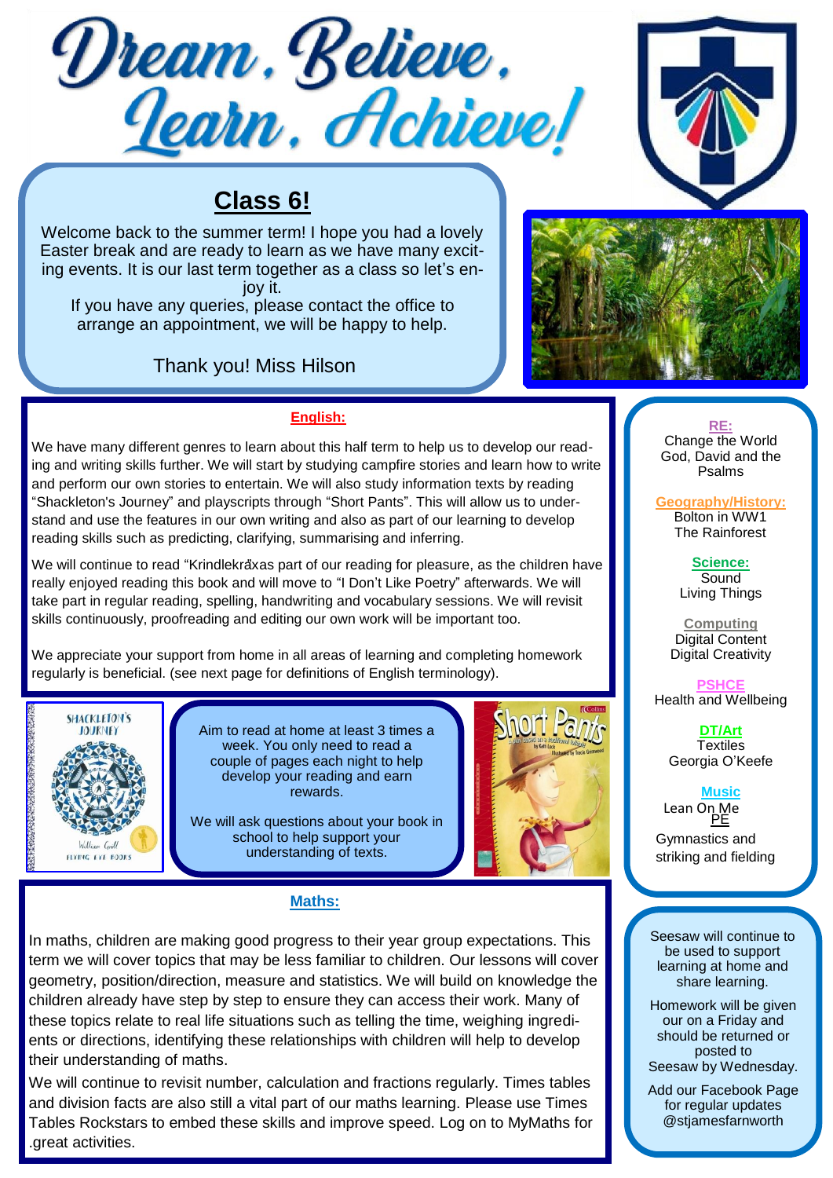# Dream. Believe. Learn. Achieve!

## Class 6!

Welcome back to the summer term! I hope you had a lovely Easter break and are ready to learn as we have many exciting events. It is our last term together as a class so let's enjoy it.

If you have any queries, please contact the office to arrange an appointment, we will be happy to help.

Thank you! Miss Hilson

### English:

We have many different genres to learn about this half term to help us to develop our reading and writing skills further. We will start by studying campfire stories and learn how to write and perform our own stories to entertain. We will also study information texts by reading "Shackleton's Journey" and playscripts through "Short Pants". This will allow us to understand and use the features in our own writing and also as part of our learning to develop reading skills such as predicting, clarifying, summarising and inferring.

We will continue to read "Krindlekrax" as part of our reading for pleasure, as the children have really enjoyed reading this book and will move to "I Don't Like Poetry" afterwards. We will take part in regular reading, spelling, handwriting and vocabulary sessions. We will revisit skills continuously, proofreading and editing our own work will be important too.

We appreciate your support from home in all areas of learning and completing homework regularly is beneficial. (see next page for definitions of English terminology).

Aim to read at home at least 3 times a week. You only need to read a couple of pages each night to help develop your reading and earn rewards.

We will ask questions about your book in school to help support your understanding of texts.

### Maths:

In maths, children are making good progress to their year group expectations. This term we will cover topics that may be less familiar to children. Our lessons will cover geometry, position/direction, measure and statistics. We will build on knowledge the children already have step by step to ensure they can access their work. Many of these topics relate to real life situations such as telling the time, weighing ingredients or directions, identifying these relationships with children will help to develop their understanding of maths.

We will continue to revisit number, calculation and fractions regularly. Times tables and division facts are also still a vital part of our maths learning. Please use Times Tables Rockstars to embed these skills and improve speed. Log on to MyMaths for great activities.

**RE:**
Change the World
God, David and the Psalms

**Geography/History:**
Bolton in WW1
The Rainforest

**Science:**
Sound
Living Things

**Computing**
Digital Content
Digital Creativity

**PSHCE**
Health and Wellbeing

**DT/Art**
Textiles
Georgia O'Keefe

**Music**
Lean On Me

**PE**
Gymnastics and striking and fielding

Seesaw will continue to be used to support learning at home and share learning.

Homework will be given our on a Friday and should be returned or posted to Seesaw by Wednesday.

Add our Facebook Page for regular updates @stjamesfarnworth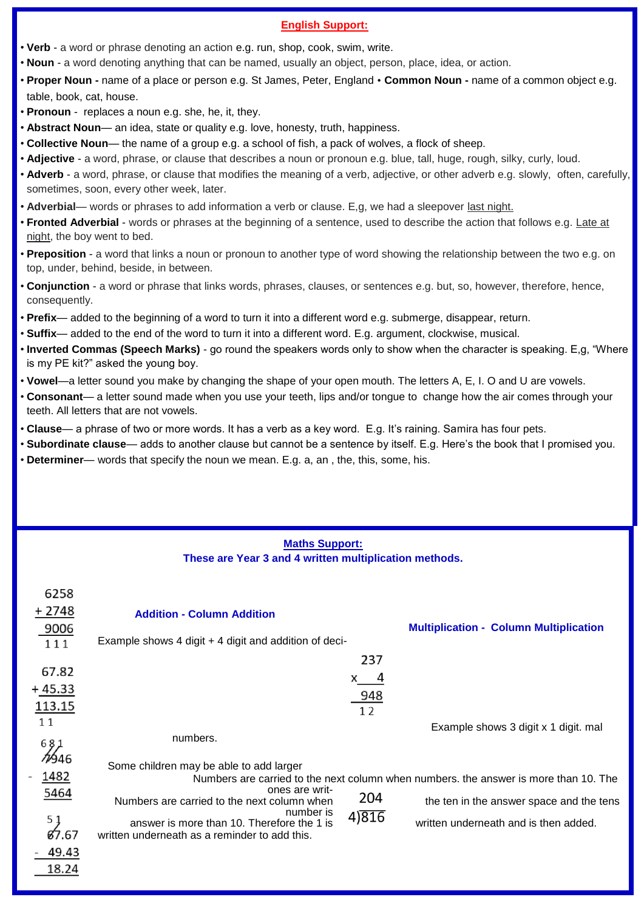## English Support:

- **Verb** - a word or phrase denoting an action e.g. run, shop, cook, swim, write.
- **Noun** - a word denoting anything that can be named, usually an object, person, place, idea, or action.
- **Proper Noun -** name of a place or person e.g. St James, Peter, England • **Common Noun -** name of a common object e.g. table, book, cat, house.
- **Pronoun** - replaces a noun e.g. she, he, it, they.
- **Abstract Noun**— an idea, state or quality e.g. love, honesty, truth, happiness.
- **Collective Noun**— the name of a group e.g. a school of fish, a pack of wolves, a flock of sheep.
- **Adjective** - a word, phrase, or clause that describes a noun or pronoun e.g. blue, tall, huge, rough, silky, curly, loud.
- **Adverb** - a word, phrase, or clause that modifies the meaning of a verb, adjective, or other adverb e.g. slowly, often, carefully, sometimes, soon, every other week, later.
- **Adverbial**— words or phrases to add information a verb or clause. E,g, we had a sleepover last night.
- **Fronted Adverbial** - words or phrases at the beginning of a sentence, used to describe the action that follows e.g. Late at night, the boy went to bed.
- **Preposition** - a word that links a noun or pronoun to another type of word showing the relationship between the two e.g. on top, under, behind, beside, in between.
- **Conjunction** - a word or phrase that links words, phrases, clauses, or sentences e.g. but, so, however, therefore, hence, consequently.
- **Prefix**— added to the beginning of a word to turn it into a different word e.g. submerge, disappear, return.
- **Suffix**— added to the end of the word to turn it into a different word. E.g. argument, clockwise, musical.
- **Inverted Commas (Speech Marks)** - go round the speakers words only to show when the character is speaking. E,g, "Where is my PE kit?" asked the young boy.
- **Vowel**—a letter sound you make by changing the shape of your open mouth. The letters A, E, I. O and U are vowels.
- **Consonant**— a letter sound made when you use your teeth, lips and/or tongue to change how the air comes through your teeth. All letters that are not vowels.
- **Clause**— a phrase of two or more words. It has a verb as a key word. E.g. It's raining. Samira has four pets.
- **Subordinate clause**— adds to another clause but cannot be a sentence by itself. E.g. Here's the book that I promised you.
- **Determiner**— words that specify the noun we mean. E.g. a, an , the, this, some, his.

## Maths Support:

**These are Year 3 and 4 written multiplication methods.**

```
  6258
+ 2748
  9006
  1 1 1

  67.82
+ 45.33
 113.15
 1 1

  6 8 1
  7946
- 1482
  5464

  5 1
  67.67
- 49.43
  18.24
```

**Addition - Column Addition**

Example shows 4 digit + 4 digit and addition of decimal numbers.

Some children may be able to add larger numbers.

Numbers are carried to the next column when answer is more than 10. Therefore the 1 is written underneath as a reminder to add this.

**Multiplication - Column Multiplication**

```
  237
x   4
  948
  1 2
```

Example shows 3 digit x 1 digit.

Numbers are carried to the next column when numbers. the answer is more than 10. The ones are written in the answer space and the tens number is written underneath and is then added.

```
   204
4)816
```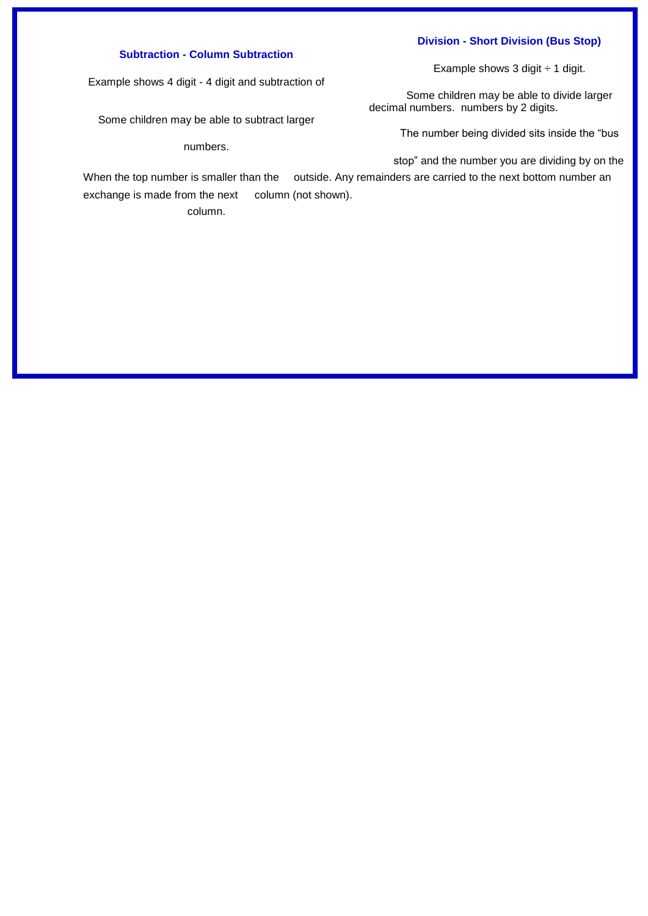## Subtraction - Column Subtraction

Example shows 4 digit - 4 digit and subtraction of

Some children may be able to subtract larger

numbers.

When the top number is smaller than the bottom number an exchange is made from the next column.

## Division - Short Division (Bus Stop)

Example shows 3 digit ÷ 1 digit.

Some children may be able to divide larger numbers by 2 digits.

The number being divided sits inside the “bus stop” and the number you are dividing by on the outside. Any remainders are carried to the next column (not shown).

decimal numbers.